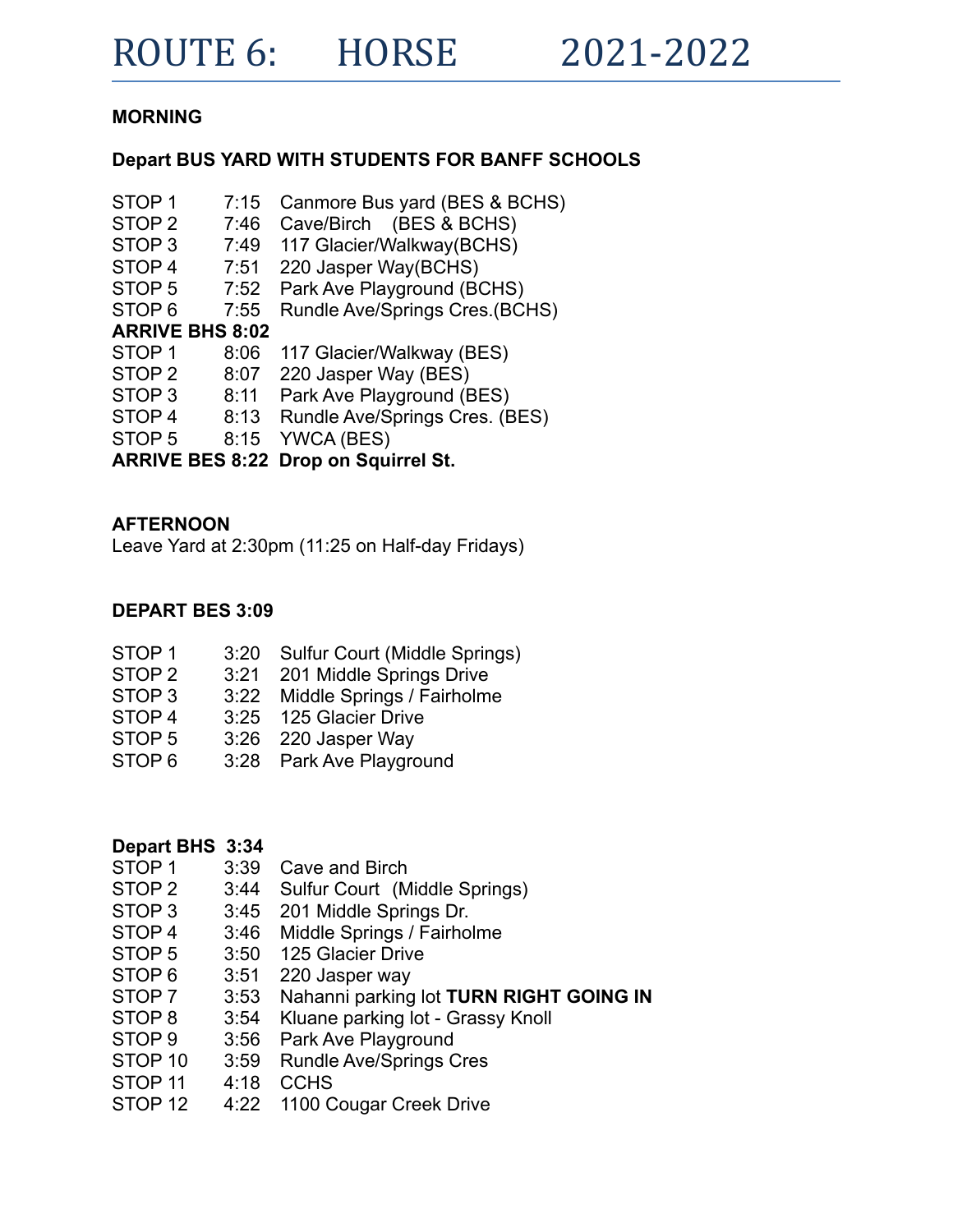# ROUTE 6: HORSE 2021-2022

**MORNING**

**Depart BUS YARD WITH STUDENTS FOR BANFF SCHOOLS**

| | | |
|---|---|---|
| STOP 1 | 7:15 | Canmore Bus yard (BES & BCHS) |
| STOP 2 | 7:46 | Cave/Birch (BES & BCHS) |
| STOP 3 | 7:49 | 117 Glacier/Walkway(BCHS) |
| STOP 4 | 7:51 | 220 Jasper Way(BCHS) |
| STOP 5 | 7:52 | Park Ave Playground (BCHS) |
| STOP 6 | 7:55 | Rundle Ave/Springs Cres.(BCHS) |
| **ARRIVE BHS 8:02** | | |
| STOP 1 | 8:06 | 117 Glacier/Walkway (BES) |
| STOP 2 | 8:07 | 220 Jasper Way (BES) |
| STOP 3 | 8:11 | Park Ave Playground (BES) |
| STOP 4 | 8:13 | Rundle Ave/Springs Cres. (BES) |
| STOP 5 | 8:15 | YWCA (BES) |
| **ARRIVE BES 8:22** | | **Drop on Squirrel St.** |

**AFTERNOON**

Leave Yard at 2:30pm (11:25 on Half-day Fridays)

**DEPART BES 3:09**

| | | |
|---|---|---|
| STOP 1 | 3:20 | Sulfur Court (Middle Springs) |
| STOP 2 | 3:21 | 201 Middle Springs Drive |
| STOP 3 | 3:22 | Middle Springs / Fairholme |
| STOP 4 | 3:25 | 125 Glacier Drive |
| STOP 5 | 3:26 | 220 Jasper Way |
| STOP 6 | 3:28 | Park Ave Playground |

**Depart BHS 3:34**

| | | |
|---|---|---|
| STOP 1 | 3:39 | Cave and Birch |
| STOP 2 | 3:44 | Sulfur Court (Middle Springs) |
| STOP 3 | 3:45 | 201 Middle Springs Dr. |
| STOP 4 | 3:46 | Middle Springs / Fairholme |
| STOP 5 | 3:50 | 125 Glacier Drive |
| STOP 6 | 3:51 | 220 Jasper way |
| STOP 7 | 3:53 | Nahanni parking lot **TURN RIGHT GOING IN** |
| STOP 8 | 3:54 | Kluane parking lot - Grassy Knoll |
| STOP 9 | 3:56 | Park Ave Playground |
| STOP 10 | 3:59 | Rundle Ave/Springs Cres |
| STOP 11 | 4:18 | CCHS |
| STOP 12 | 4:22 | 1100 Cougar Creek Drive |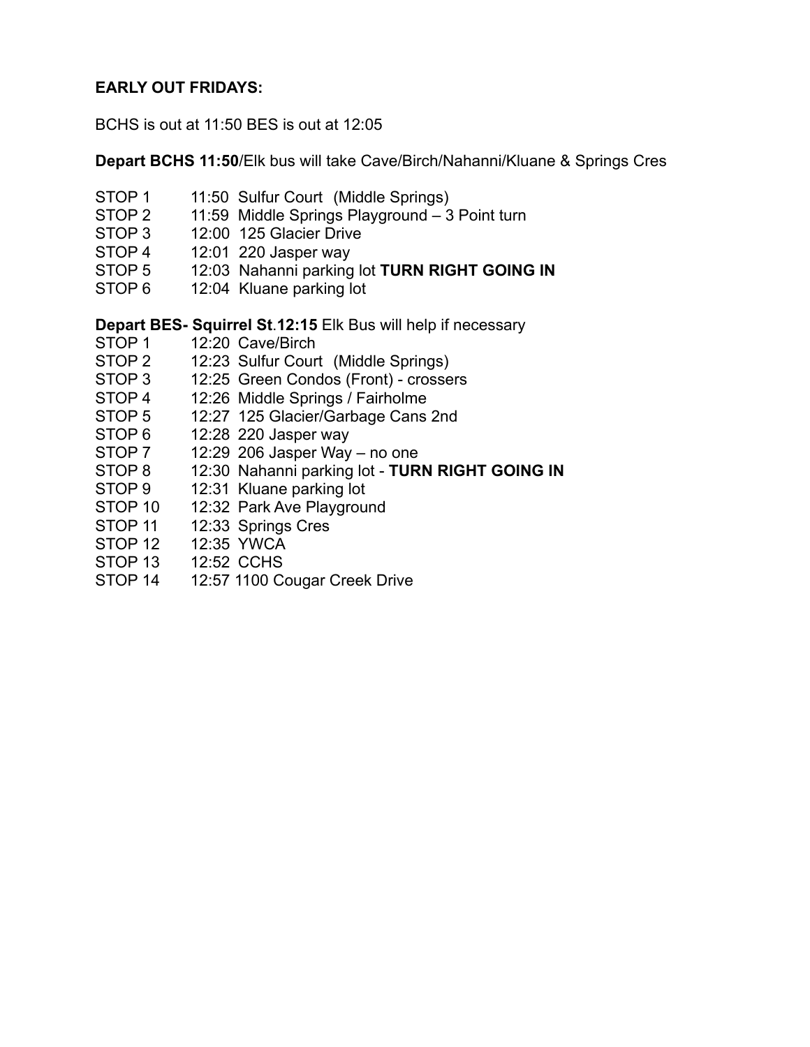**EARLY OUT FRIDAYS:**

BCHS is out at 11:50 BES is out at 12:05

**Depart BCHS 11:50**/Elk bus will take Cave/Birch/Nahanni/Kluane & Springs Cres

| | | |
|---|---|---|
| STOP 1 | 11:50 | Sulfur Court (Middle Springs) |
| STOP 2 | 11:59 | Middle Springs Playground – 3 Point turn |
| STOP 3 | 12:00 | 125 Glacier Drive |
| STOP 4 | 12:01 | 220 Jasper way |
| STOP 5 | 12:03 | Nahanni parking lot **TURN RIGHT GOING IN** |
| STOP 6 | 12:04 | Kluane parking lot |

**Depart BES- Squirrel St**.**12:15** Elk Bus will help if necessary

| | | |
|---|---|---|
| STOP 1 | 12:20 | Cave/Birch |
| STOP 2 | 12:23 | Sulfur Court (Middle Springs) |
| STOP 3 | 12:25 | Green Condos (Front) - crossers |
| STOP 4 | 12:26 | Middle Springs / Fairholme |
| STOP 5 | 12:27 | 125 Glacier/Garbage Cans 2nd |
| STOP 6 | 12:28 | 220 Jasper way |
| STOP 7 | 12:29 | 206 Jasper Way – no one |
| STOP 8 | 12:30 | Nahanni parking lot - **TURN RIGHT GOING IN** |
| STOP 9 | 12:31 | Kluane parking lot |
| STOP 10 | 12:32 | Park Ave Playground |
| STOP 11 | 12:33 | Springs Cres |
| STOP 12 | 12:35 | YWCA |
| STOP 13 | 12:52 | CCHS |
| STOP 14 | 12:57 | 1100 Cougar Creek Drive |